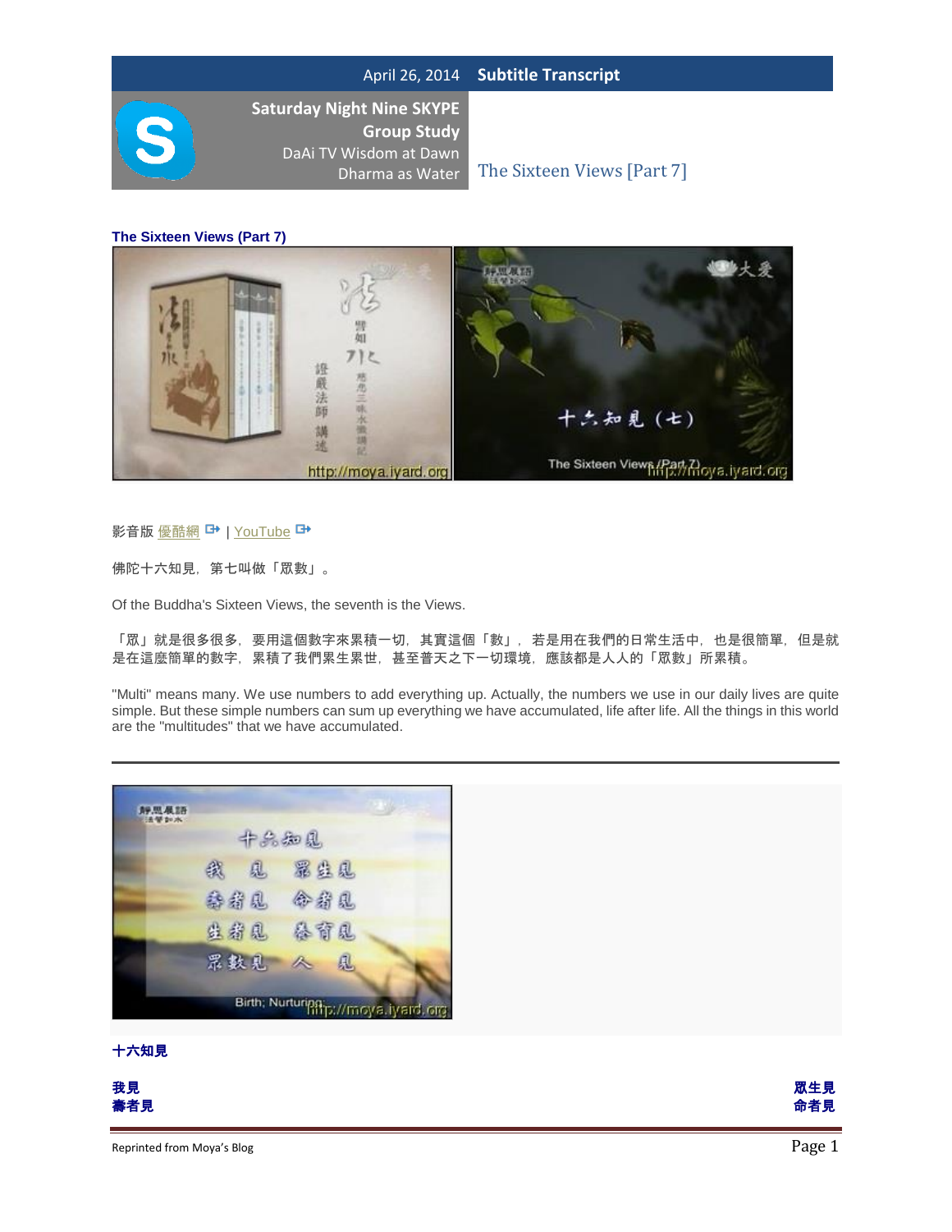April 26, 2014 **Subtitle Transcript**

**Saturday Night Nine SKYPE Group Study**
DaAi TV Wisdom at Dawn
Dharma as Water

The Sixteen Views [Part 7]

### The Sixteen Views (Part 7)

影音版 優酷網 | YouTube

佛陀十六知見，第七叫做「眾數」。

Of the Buddha's Sixteen Views, the seventh is the Views.

「眾」就是很多很多，要用這個數字來累積一切，其實這個「數」，若是用在我們的日常生活中，也是很簡單，但是就是在這麼簡單的數字，累積了我們累生累世，甚至普天之下一切環境，應該都是人人的「眾數」所累積。

"Multi" means many. We use numbers to add everything up. Actually, the numbers we use in our daily lives are quite simple. But these simple numbers can sum up everything we have accumulated, life after life. All the things in this world are the "multitudes" that we have accumulated.

---

**十六知見**

**我見** **眾生見**
**壽者見** **命者見**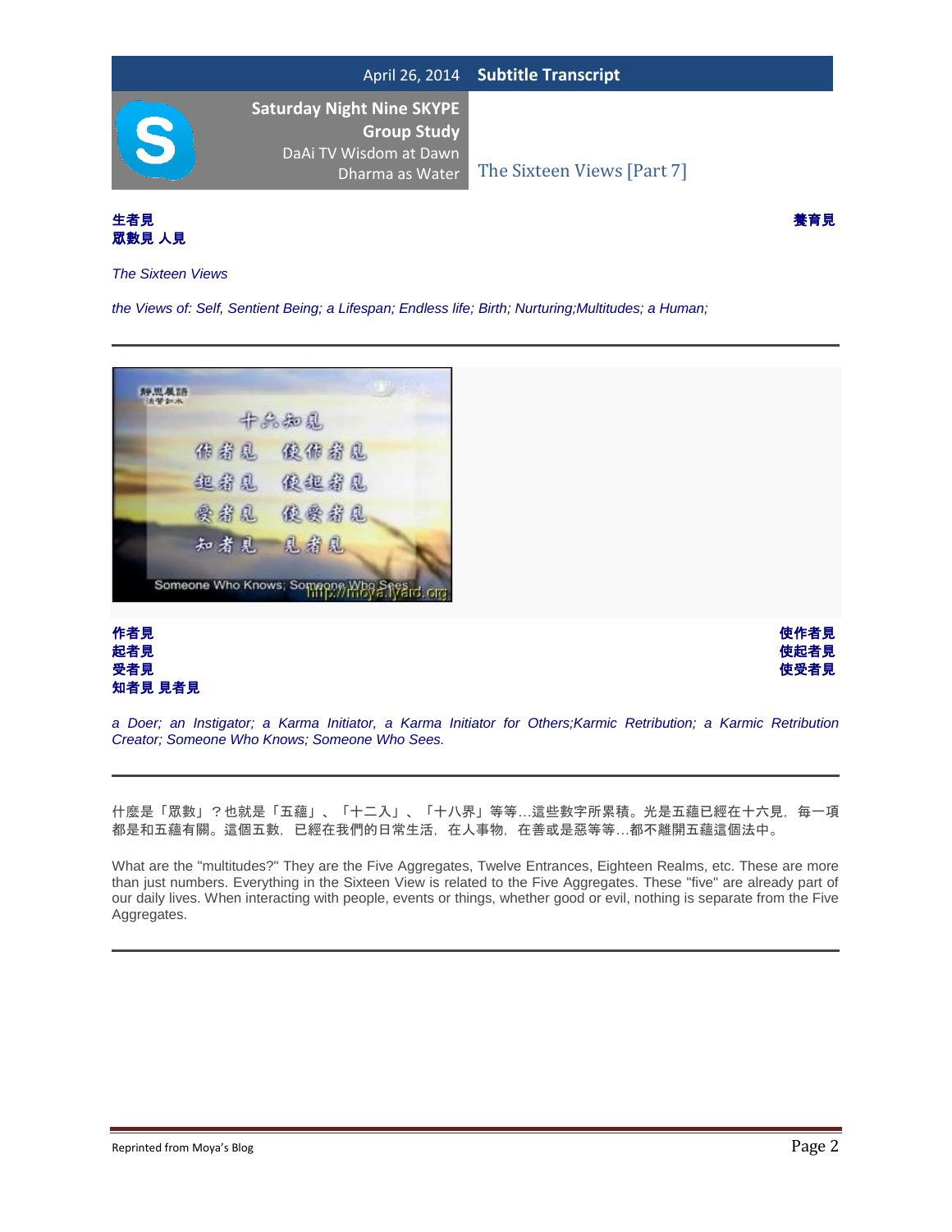**生者見** **養育見**
**眾數見 人見**

*The Sixteen Views*

*the Views of: Self, Sentient Being; a Lifespan; Endless life; Birth; Nurturing;Multitudes; a Human;*

---

**作者見** **使作者見**
**起者見** **使起者見**
**受者見** **使受者見**
**知者見 見者見**

*a Doer; an Instigator; a Karma Initiator, a Karma Initiator for Others;Karmic Retribution; a Karmic Retribution Creator; Someone Who Knows; Someone Who Sees.*

---

什麼是「眾數」？也就是「五蘊」、「十二入」、「十八界」等等…這些數字所累積。光是五蘊已經在十六見，每一項都是和五蘊有關。這個五數，已經在我們的日常生活，在人事物，在善或是惡等等…都不離開五蘊這個法中。

What are the "multitudes?" They are the Five Aggregates, Twelve Entrances, Eighteen Realms, etc. These are more than just numbers. Everything in the Sixteen View is related to the Five Aggregates. These "five" are already part of our daily lives. When interacting with people, events or things, whether good or evil, nothing is separate from the Five Aggregates.

---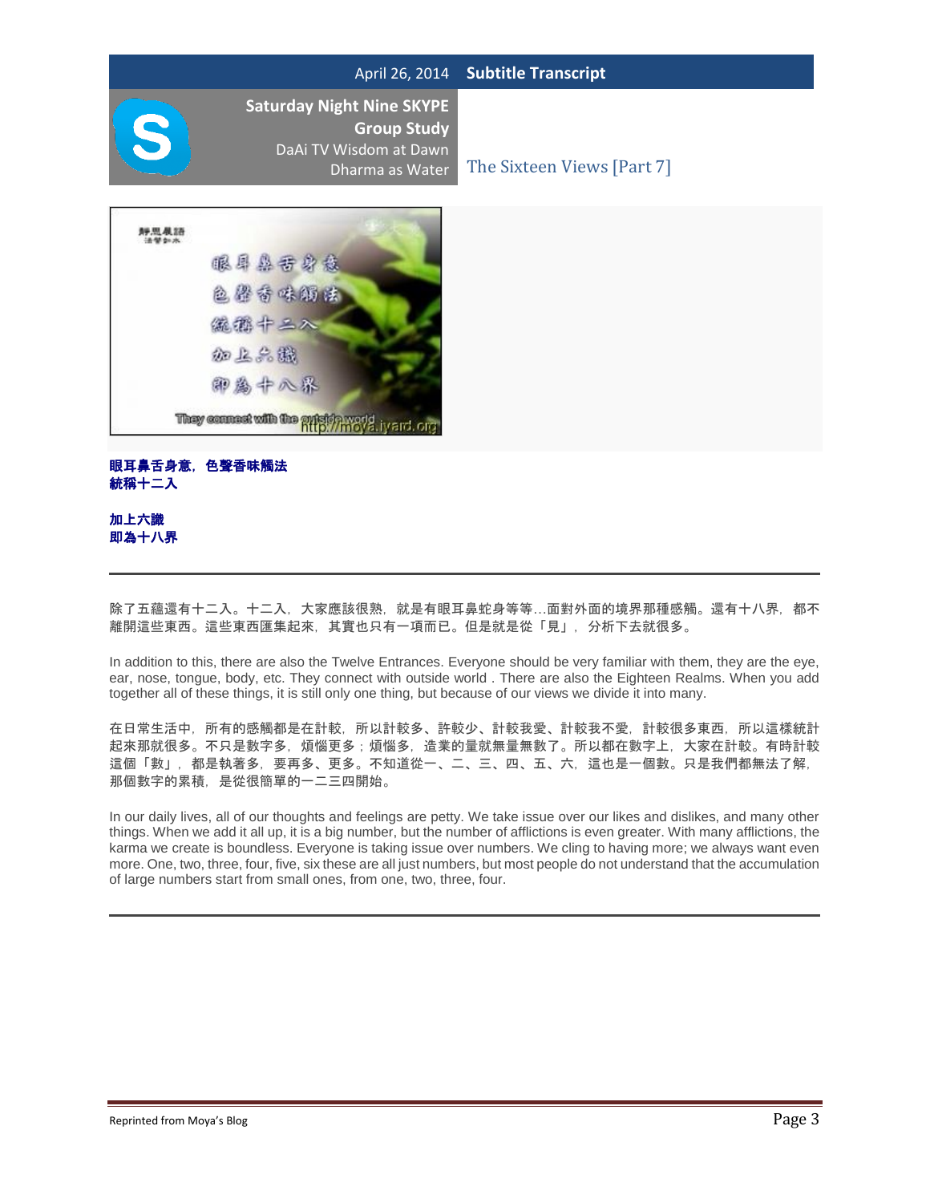**眼耳鼻舌身意，色聲香味觸法**
**統稱十二入**

**加上六識**
**即為十八界**

---

除了五蘊還有十二入。十二入，大家應該很熟，就是有眼耳鼻蛇身等等…面對外面的境界那種感觸。還有十八界，都不離開這些東西。這些東西匯集起來，其實也只有一項而已。但是就是從「見」，分析下去就很多。

In addition to this, there are also the Twelve Entrances. Everyone should be very familiar with them, they are the eye, ear, nose, tongue, body, etc. They connect with outside world . There are also the Eighteen Realms. When you add together all of these things, it is still only one thing, but because of our views we divide it into many.

在日常生活中，所有的感觸都是在計較，所以計較多、許較少、計較我愛、計較我不愛，計較很多東西，所以這樣統計起來那就很多。不只是數字多，煩惱更多；煩惱多，造業的量就無量無數了。所以都在數字上，大家在計較。有時計較這個「數」，都是執著多，要再多、更多。不知道從一、二、三、四、五、六，這也是一個數。只是我們都無法了解，那個數字的累積，是從很簡單的一二三四開始。

In our daily lives, all of our thoughts and feelings are petty. We take issue over our likes and dislikes, and many other things. When we add it all up, it is a big number, but the number of afflictions is even greater. With many afflictions, the karma we create is boundless. Everyone is taking issue over numbers. We cling to having more; we always want even more. One, two, three, four, five, six these are all just numbers, but most people do not understand that the accumulation of large numbers start from small ones, from one, two, three, four.

---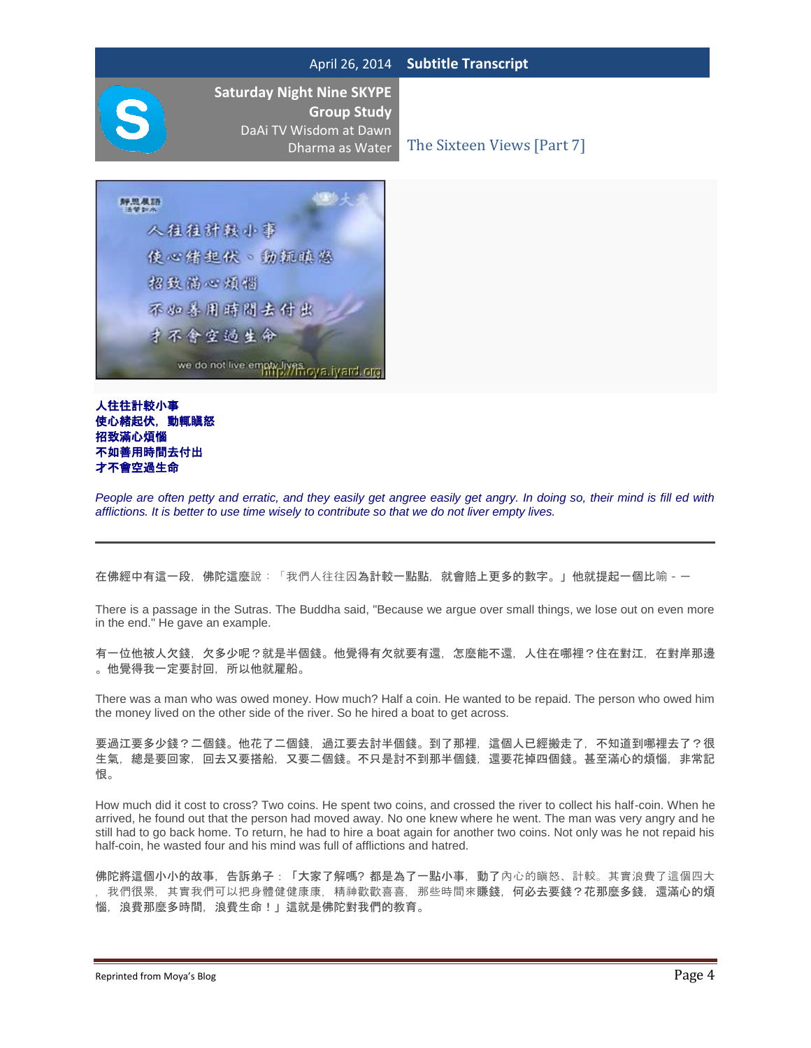**人往往計較小事**
**使心緒起伏，動輒瞋怒**
**招致滿心煩惱**
**不如善用時間去付出**
**才不會空過生命**

*People are often petty and erratic, and they easily get angree easily get angry. In doing so, their mind is fill ed with afflictions. It is better to use time wisely to contribute so that we do not liver empty lives.*

---

在佛經中有這一段，佛陀這麼說：「我們人往往因為計較一點點，就會賠上更多的數字。」他就提起一個比喻 - —

There is a passage in the Sutras. The Buddha said, "Because we argue over small things, we lose out on even more in the end." He gave an example.

有一位他被人欠錢，欠多少呢？就是半個錢。他覺得有欠就要有還，怎麼能不還，人住在哪裡？住在對江，在對岸那邊。他覺得我一定要討回，所以他就雇船。

There was a man who was owed money. How much? Half a coin. He wanted to be repaid. The person who owed him the money lived on the other side of the river. So he hired a boat to get across.

要過江要多少錢？二個錢。他花了二個錢，過江要去討半個錢。到了那裡，這個人已經搬走了，不知道到哪裡去了？很生氣，總是要回家，回去又要搭船，又要二個錢。不只是討不到那半個錢，還要花掉四個錢。甚至滿心的煩惱，非常記恨。

How much did it cost to cross? Two coins. He spent two coins, and crossed the river to collect his half-coin. When he arrived, he found out that the person had moved away. No one knew where he went. The man was very angry and he still had to go back home. To return, he had to hire a boat again for another two coins. Not only was he not repaid his half-coin, he wasted four and his mind was full of afflictions and hatred.

佛陀將這個小小的故事，告訴弟子：「大家了解嗎？都是為了一點小事，動了內心的瞋怒、計較。其實浪費了這個四大，我們很累，其實我們可以把身體健健康康，精神歡歡喜喜，那些時間來賺錢，何必去要錢？花那麼多錢，還滿心的煩惱，浪費那麼多時間，浪費生命！」這就是佛陀對我們的教育。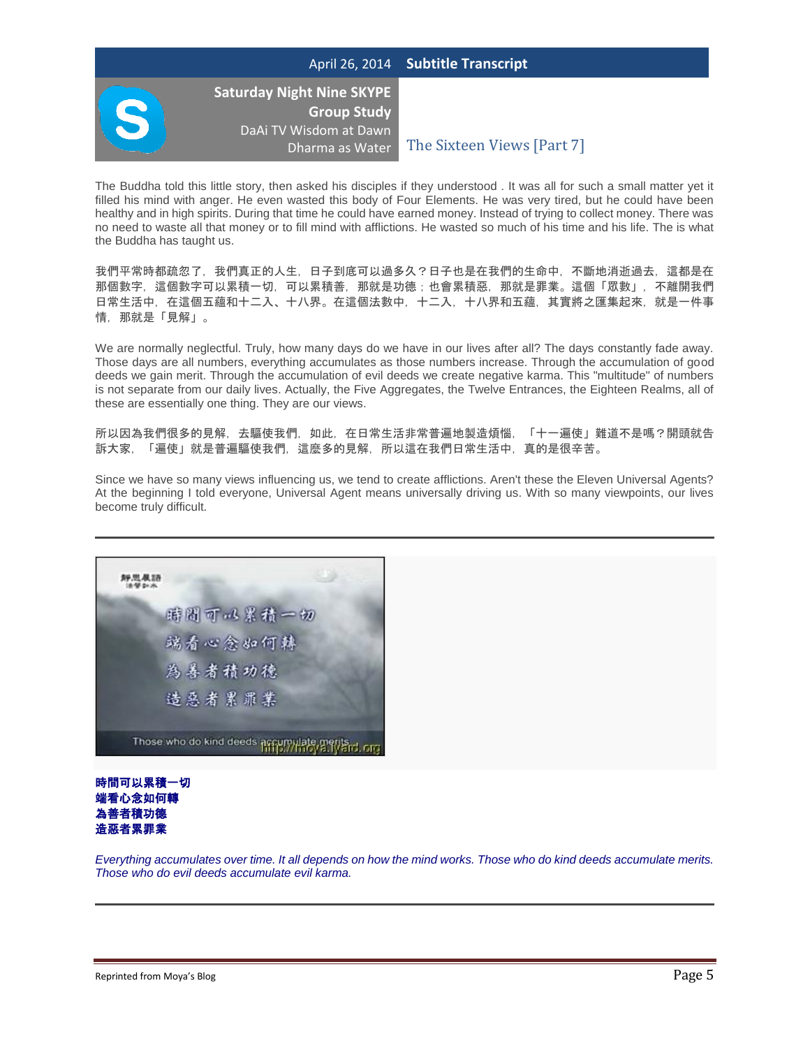The Buddha told this little story, then asked his disciples if they understood . It was all for such a small matter yet it filled his mind with anger. He even wasted this body of Four Elements. He was very tired, but he could have been healthy and in high spirits. During that time he could have earned money. Instead of trying to collect money. There was no need to waste all that money or to fill mind with afflictions. He wasted so much of his time and his life. The is what the Buddha has taught us.

我們平常時都疏忽了，我們真正的人生，日子到底可以過多久？日子也是在我們的生命中，不斷地消逝過去，這都是在那個數字，這個數字可以累積一切，可以累積善，那就是功德；也會累積惡，那就是罪業。這個「眾數」，不離開我們日常生活中，在這個五蘊和十二入、十八界。在這個法數中，十二入，十八界和五蘊，其實將之匯集起來，就是一件事情，那就是「見解」。

We are normally neglectful. Truly, how many days do we have in our lives after all? The days constantly fade away. Those days are all numbers, everything accumulates as those numbers increase. Through the accumulation of good deeds we gain merit. Through the accumulation of evil deeds we create negative karma. This "multitude" of numbers is not separate from our daily lives. Actually, the Five Aggregates, the Twelve Entrances, the Eighteen Realms, all of these are essentially one thing. They are our views.

所以因為我們很多的見解，去驅使我們，如此，在日常生活非常普遍地製造煩惱，「十一遍使」難道不是嗎？開頭就告訴大家，「遍使」就是普遍驅使我們，這麼多的見解，所以這在我們日常生活中，真的是很辛苦。

Since we have so many views influencing us, we tend to create afflictions. Aren't these the Eleven Universal Agents? At the beginning I told everyone, Universal Agent means universally driving us. With so many viewpoints, our lives become truly difficult.

---

**時間可以累積一切**
**端看心念如何轉**
**為善者積功德**
**造惡者累罪業**

*Everything accumulates over time. It all depends on how the mind works. Those who do kind deeds accumulate merits. Those who do evil deeds accumulate evil karma.*

---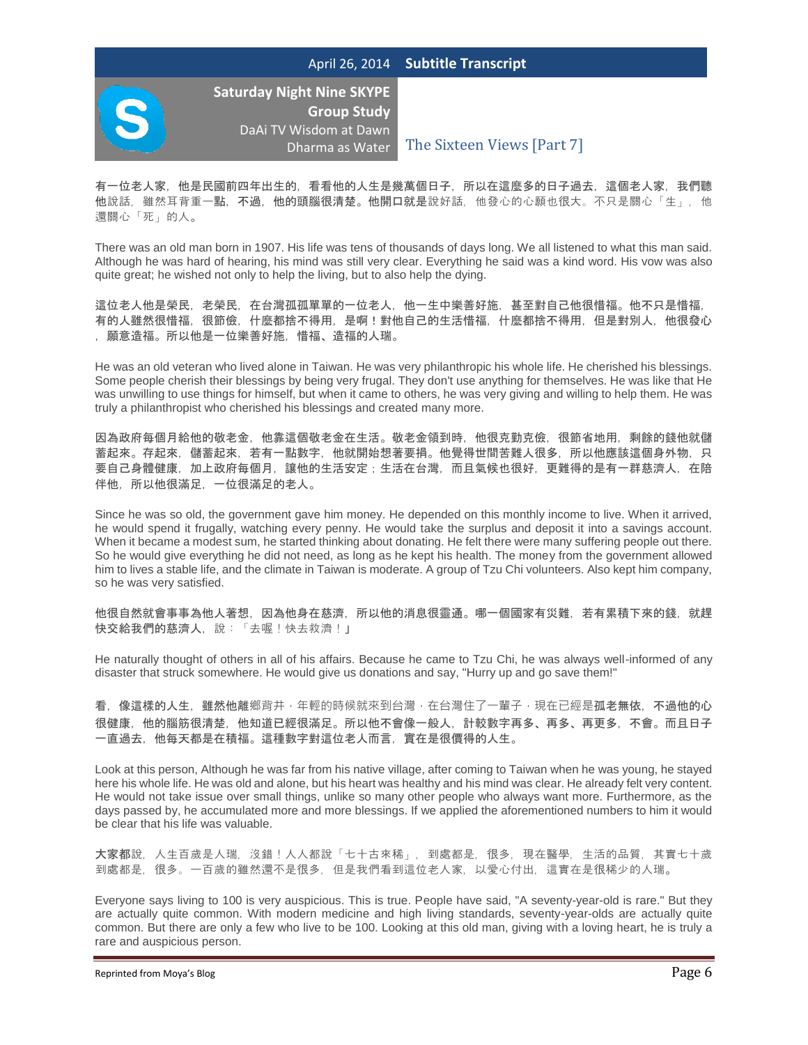April 26, 2014 **Subtitle Transcript**

**Saturday Night Nine SKYPE Group Study**
DaAi TV Wisdom at Dawn
Dharma as Water

# The Sixteen Views [Part 7]

有一位老人家，他是民國前四年出生的，看看他的人生是幾萬個日子，所以在這麼多的日子過去，這個老人家，我們聽他說話，雖然耳背重一點，不過，他的頭腦很清楚。他開口就是說好話，他發心的心願也很大。不只是關心「生」，他還關心「死」的人。

There was an old man born in 1907. His life was tens of thousands of days long. We all listened to what this man said. Although he was hard of hearing, his mind was still very clear. Everything he said was a kind word. His vow was also quite great; he wished not only to help the living, but to also help the dying.

這位老人他是榮民，老榮民，在台灣孤孤單單的一位老人，他一生中樂善好施，甚至對自己他很惜福。他不只是惜福，有的人雖然很惜福，很節儉，什麼都捨不得用，是啊！對他自己的生活惜福，什麼都捨不得用，但是對別人，他很發心，願意造福。所以他是一位樂善好施，惜福、造福的人瑞。

He was an old veteran who lived alone in Taiwan. He was very philanthropic his whole life. He cherished his blessings. Some people cherish their blessings by being very frugal. They don't use anything for themselves. He was like that He was unwilling to use things for himself, but when it came to others, he was very giving and willing to help them. He was truly a philanthropist who cherished his blessings and created many more.

因為政府每個月給他的敬老金，他靠這個敬老金在生活。敬老金領到時，他很克勤克儉，很節省地用，剩餘的錢他就儲蓄起來。存起來，儲蓄起來，若有一點數字，他就開始想著要捐。他覺得世間苦難人很多，所以他應該這個身外物，只要自己身體健康，加上政府每個月，讓他的生活安定；生活在台灣，而且氣候也很好，更難得的是有一群慈濟人，在陪伴他，所以他很滿足，一位很滿足的老人。

Since he was so old, the government gave him money. He depended on this monthly income to live. When it arrived, he would spend it frugally, watching every penny. He would take the surplus and deposit it into a savings account. When it became a modest sum, he started thinking about donating. He felt there were many suffering people out there. So he would give everything he did not need, as long as he kept his health. The money from the government allowed him to lives a stable life, and the climate in Taiwan is moderate. A group of Tzu Chi volunteers. Also kept him company, so he was very satisfied.

他很自然就會事事為他人著想，因為他身在慈濟，所以他的消息很靈通。哪一個國家有災難，若有累積下來的錢，就趕快交給我們的慈濟人，說：「去喔！快去救濟！」

He naturally thought of others in all of his affairs. Because he came to Tzu Chi, he was always well-informed of any disaster that struck somewhere. He would give us donations and say, "Hurry up and go save them!"

看，像這樣的人生，雖然他離鄉背井，年輕的時候就來到台灣，在台灣住了一輩子，現在已經是孤老無依，不過他的心很健康，他的腦筋很清楚，他知道已經很滿足。所以他不會像一般人，計較數字再多、再多、再更多，不會。而且日子一直過去，他每天都是在積福。這種數字對這位老人而言，實在是很價得的人生。

Look at this person, Although he was far from his native village, after coming to Taiwan when he was young, he stayed here his whole life. He was old and alone, but his heart was healthy and his mind was clear. He already felt very content. He would not take issue over small things, unlike so many other people who always want more. Furthermore, as the days passed by, he accumulated more and more blessings. If we applied the aforementioned numbers to him it would be clear that his life was valuable.

大家都說，人生百歲是人瑞，沒錯！人人都說「七十古來稀」，到處都是，很多，現在醫學，生活的品質，其實七十歲到處都是，很多。一百歲的雖然還不是很多，但是我們看到這位老人家，以愛心付出，這實在是很稀少的人瑞。

Everyone says living to 100 is very auspicious. This is true. People have said, "A seventy-year-old is rare." But they are actually quite common. With modern medicine and high living standards, seventy-year-olds are actually quite common. But there are only a few who live to be 100. Looking at this old man, giving with a loving heart, he is truly a rare and auspicious person.

Reprinted from Moya's Blog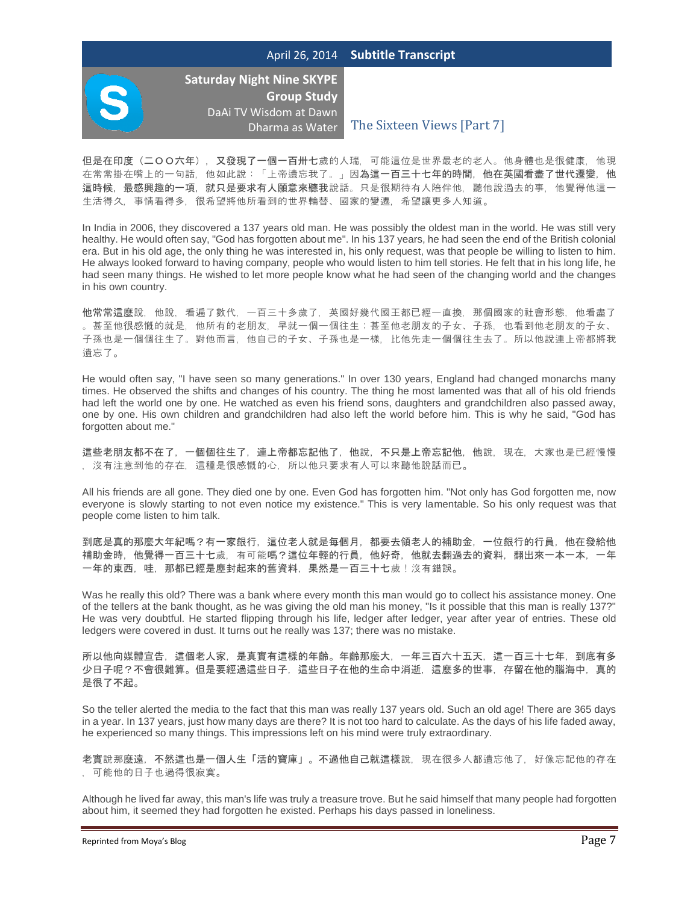但是在印度（二ＯＯ六年），又發現了一個一百卅七歲的人瑞，可能這位是世界最老的老人。他身體也是很健康，他現在常常掛在嘴上的一句話，他如此說：「上帝遺忘我了。」因為這一百三十七年的時間，他在英國看盡了世代遷變，他這時候，最感興趣的一項，就只是要求有人願意來聽我說話。只是很期待有人陪伴他，聽他說過去的事，他覺得他這一生活得久，事情看得多，很希望將他所看到的世界輪替、國家的變遷，希望讓更多人知道。

In India in 2006, they discovered a 137 years old man. He was possibly the oldest man in the world. He was still very healthy. He would often say, "God has forgotten about me". In his 137 years, he had seen the end of the British colonial era. But in his old age, the only thing he was interested in, his only request, was that people be willing to listen to him. He always looked forward to having company, people who would listen to him tell stories. He felt that in his long life, he had seen many things. He wished to let more people know what he had seen of the changing world and the changes in his own country.

他常常這麼說，他說，看遍了數代，一百三十多歲了，英國好幾代國王都已經一直換，那個國家的社會形態，他看盡了。甚至他很感慨的就是，他所有的老朋友，早就一個一個往生；甚至他老朋友的子女、子孫，也看到他老朋友的子女、子孫也是一個個往生了。對他而言，他自己的子女、子孫也是一樣，比他先走一個個往生去了。所以他說連上帝都將我遺忘了。

He would often say, "I have seen so many generations." In over 130 years, England had changed monarchs many times. He observed the shifts and changes of his country. The thing he most lamented was that all of his old friends had left the world one by one. He watched as even his friend sons, daughters and grandchildren also passed away, one by one. His own children and grandchildren had also left the world before him. This is why he said, "God has forgotten about me."

這些老朋友都不在了，一個個往生了，連上帝都忘記他了，他說，不只是上帝忘記他，他說，現在，大家也是已經慢慢，沒有注意到他的存在，這種是很感慨的心，所以他只要求有人可以來聽他說話而已。

All his friends are all gone. They died one by one. Even God has forgotten him. "Not only has God forgotten me, now everyone is slowly starting to not even notice my existence." This is very lamentable. So his only request was that people come listen to him talk.

到底是真的那麼大年紀嗎？有一家銀行，這位老人就是每個月，都要去領老人的補助金，一位銀行的行員，他在發給他補助金時，他覺得一百三十七歲，有可能嗎？這位年輕的行員，他好奇，他就去翻過去的資料，翻出來一本一本，一年一年的東西，哇，那都已經是塵封起來的舊資料，果然是一百三十七歲！沒有錯誤。

Was he really this old? There was a bank where every month this man would go to collect his assistance money. One of the tellers at the bank thought, as he was giving the old man his money, "Is it possible that this man is really 137?" He was very doubtful. He started flipping through his life, ledger after ledger, year after year of entries. These old ledgers were covered in dust. It turns out he really was 137; there was no mistake.

所以他向媒體宣告，這個老人家，是真實有這樣的年齡。年齡那麼大，一年三百六十五天，這一百三十七年，到底有多少日子呢？不會很難算。但是要經過這些日子，這些日子在他的生命中消逝，這麼多的世事，存留在他的腦海中，真的是很了不起。

So the teller alerted the media to the fact that this man was really 137 years old. Such an old age! There are 365 days in a year. In 137 years, just how many days are there? It is not too hard to calculate. As the days of his life faded away, he experienced so many things. This impressions left on his mind were truly extraordinary.

老實說那麼遠，不然這也是一個人生「活的寶庫」。不過他自己就這樣說，現在很多人都遺忘他了，好像忘記他的存在，可能他的日子也過得很寂寞。

Although he lived far away, this man's life was truly a treasure trove. But he said himself that many people had forgotten about him, it seemed they had forgotten he existed. Perhaps his days passed in loneliness.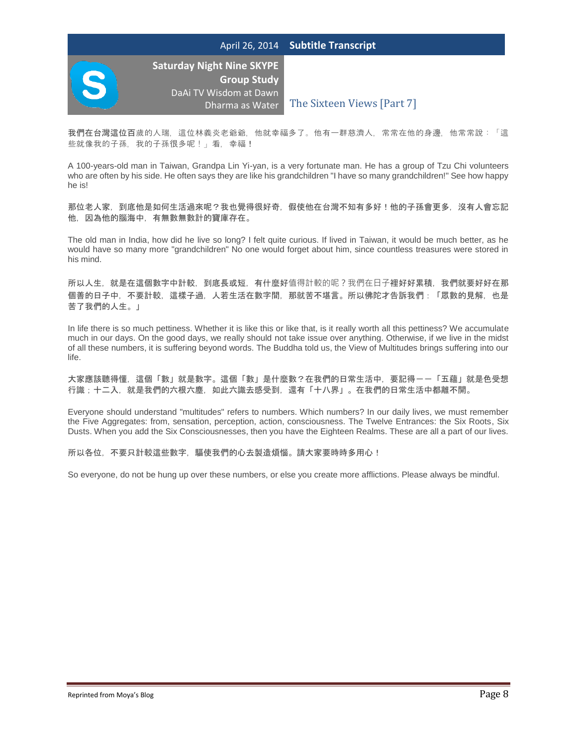我們在台灣這位百歲的人瑞，這位林義炎老爺爺，他就幸福多了。他有一群慈濟人，常常在他的身邊，他常常說：「這些就像我的子孫，我的子孫很多呢！」看，幸福！

A 100-years-old man in Taiwan, Grandpa Lin Yi-yan, is a very fortunate man. He has a group of Tzu Chi volunteers who are often by his side. He often says they are like his grandchildren "I have so many grandchildren!" See how happy he is!

那位老人家，到底他是如何生活過來呢？我也覺得很好奇，假使他在台灣不知有多好！他的子孫會更多，沒有人會忘記他，因為他的腦海中，有無數無數計的寶庫存在。

The old man in India, how did he live so long? I felt quite curious. If lived in Taiwan, it would be much better, as he would have so many more "grandchildren" No one would forget about him, since countless treasures were stored in his mind.

所以人生，就是在這個數字中計較，到底長或短，有什麼好值得計較的呢？我們在日子裡好好累積，我們就要好好在那個善的日子中，不要計較，這樣子過，人若生活在數字間，那就苦不堪言。所以佛陀才告訴我們：「眾數的見解，也是苦了我們的人生。」

In life there is so much pettiness. Whether it is like this or like that, is it really worth all this pettiness? We accumulate much in our days. On the good days, we really should not take issue over anything. Otherwise, if we live in the midst of all these numbers, it is suffering beyond words. The Buddha told us, the View of Multitudes brings suffering into our life.

大家應該聽得懂，這個「數」就是數字。這個「數」是什麼數？在我們的日常生活中，要記得——「五蘊」就是色受想行識；十二入，就是我們的六根六塵，如此六識去感受到，還有「十八界」。在我們的日常生活中都離不開。

Everyone should understand "multitudes" refers to numbers. Which numbers? In our daily lives, we must remember the Five Aggregates: from, sensation, perception, action, consciousness. The Twelve Entrances: the Six Roots, Six Dusts. When you add the Six Consciousnesses, then you have the Eighteen Realms. These are all a part of our lives.

所以各位，不要只計較這些數字，驅使我們的心去製造煩惱。請大家要時時多用心！

So everyone, do not be hung up over these numbers, or else you create more afflictions. Please always be mindful.